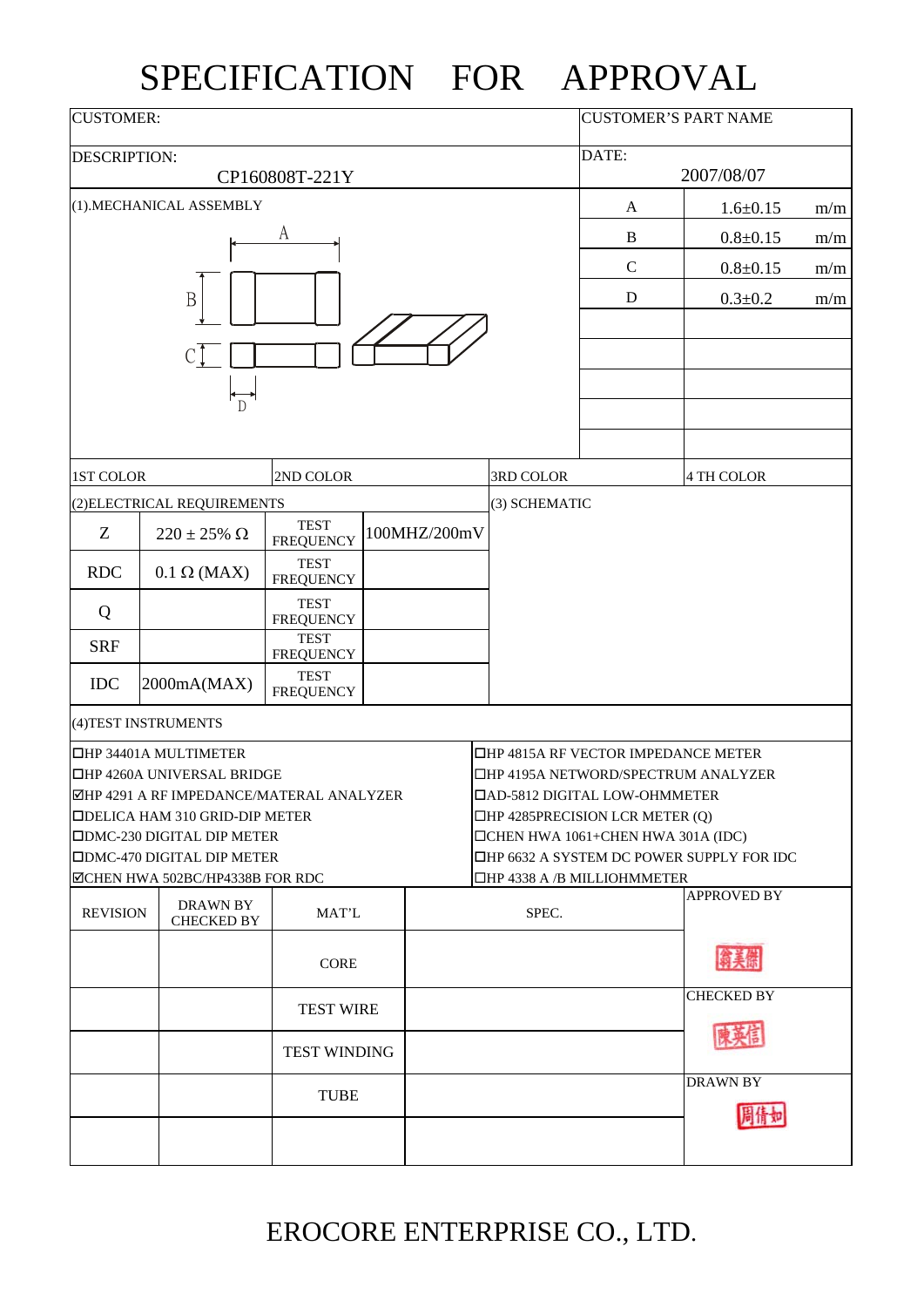# SPECIFICATION FOR APPROVAL

| CUSTOMER: | CUSTOMER'S PART NAME |
|---|---|
| DESCRIPTION: CP160808T-221Y | DATE: 2007/08/07 |

## (1).MECHANICAL ASSEMBLY

| | | |
|---|---|---|
| A | 1.6±0.15 | m/m |
| B | 0.8±0.15 | m/m |
| C | 0.8±0.15 | m/m |
| D | 0.3±0.2 | m/m |

| 1ST COLOR | 2ND COLOR | 3RD COLOR | 4 TH COLOR |
|---|---|---|---|

## (2)ELECTRICAL REQUIREMENTS

| | | | |
|---|---|---|---|
| Z | 220 ± 25% Ω | TEST FREQUENCY | 100MHZ/200mV |
| RDC | 0.1 Ω (MAX) | TEST FREQUENCY | |
| Q | | TEST FREQUENCY | |
| SRF | | TEST FREQUENCY | |
| IDC | 2000mA(MAX) | TEST FREQUENCY | |

## (3) SCHEMATIC

## (4)TEST INSTRUMENTS

- ☐HP 34401A MULTIMETER
- ☐HP 4260A UNIVERSAL BRIDGE
- ☑HP 4291 A RF IMPEDANCE/MATERAL ANALYZER
- ☐DELICA HAM 310 GRID-DIP METER
- ☐DMC-230 DIGITAL DIP METER
- ☐DMC-470 DIGITAL DIP METER
- ☑CHEN HWA 502BC/HP4338B FOR RDC
- ☐HP 4815A RF VECTOR IMPEDANCE METER
- ☐HP 4195A NETWORD/SPECTRUM ANALYZER
- ☐AD-5812 DIGITAL LOW-OHMMETER
- ☐HP 4285PRECISION LCR METER (Q)
- ☐CHEN HWA 1061+CHEN HWA 301A (IDC)
- ☐HP 6632 A SYSTEM DC POWER SUPPLY FOR IDC
- ☐HP 4338 A /B MILLIOHMMETER

| REVISION | DRAWN BY CHECKED BY | MAT'L | SPEC. | |
|---|---|---|---|---|
| | | CORE | | APPROVED BY 翁美儒 |
| | | TEST WIRE | | CHECKED BY 陳英信 |
| | | TEST WINDING | | |
| | | TUBE | | DRAWN BY 周倩如 |
| | | | | |

EROCORE ENTERPRISE CO., LTD.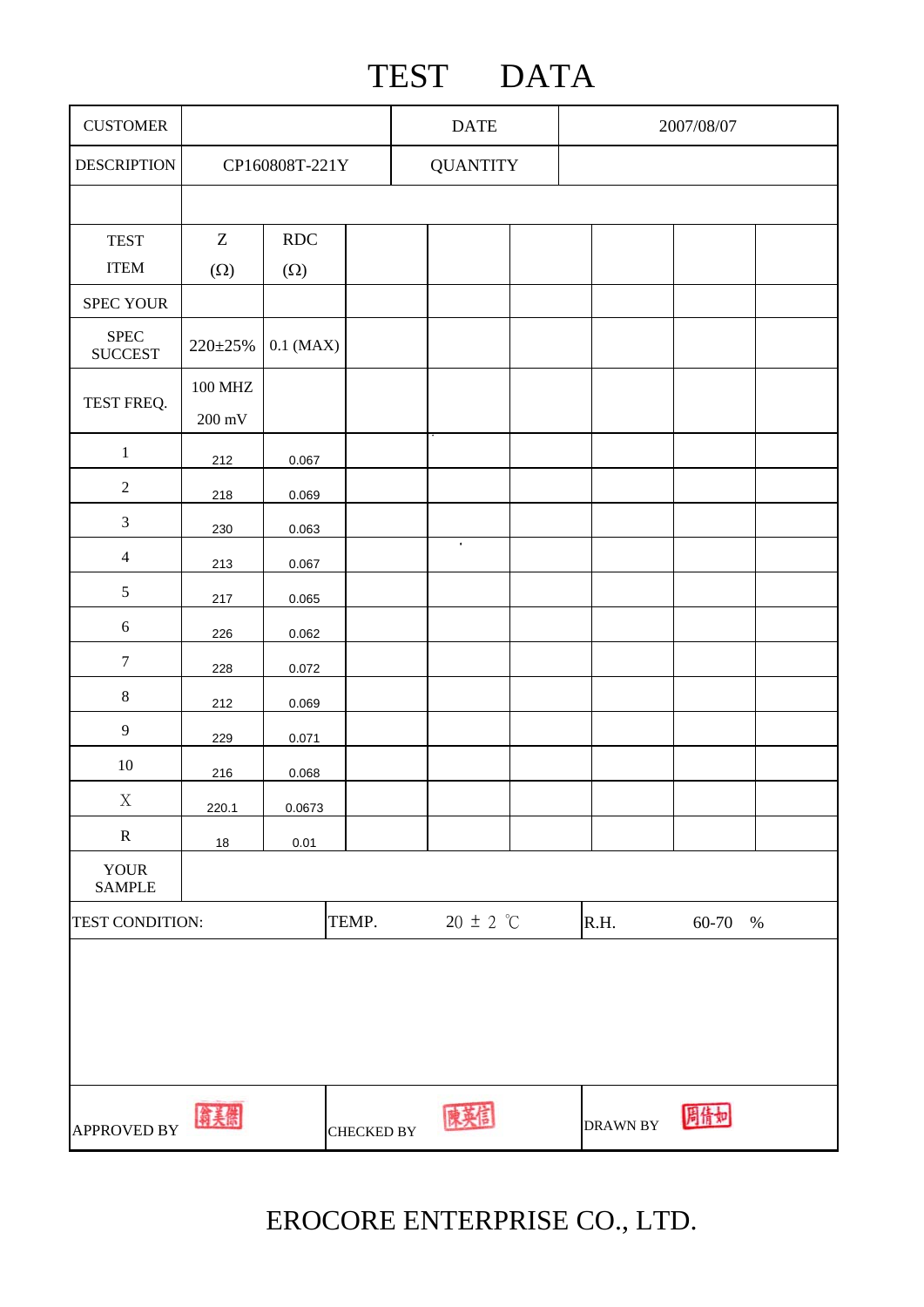# TEST DATA

| CUSTOMER | | DATE | 2007/08/07 |
|---|---|---|---|
| DESCRIPTION | CP160808T-221Y | QUANTITY | |

| TEST ITEM | Z (Ω) | RDC (Ω) | | | | | | |
|---|---|---|---|---|---|---|---|---|
| SPEC YOUR | | | | | | | | |
| SPEC SUCCEST | 220±25% | 0.1 (MAX) | | | | | | |
| TEST FREQ. | 100 MHZ 200 mV | | | | | | | |
| 1 | 212 | 0.067 | | | | | | |
| 2 | 218 | 0.069 | | | | | | |
| 3 | 230 | 0.063 | | | | | | |
| 4 | 213 | 0.067 | | | | | | |
| 5 | 217 | 0.065 | | | | | | |
| 6 | 226 | 0.062 | | | | | | |
| 7 | 228 | 0.072 | | | | | | |
| 8 | 212 | 0.069 | | | | | | |
| 9 | 229 | 0.071 | | | | | | |
| 10 | 216 | 0.068 | | | | | | |
| X | 220.1 | 0.0673 | | | | | | |
| R | 18 | 0.01 | | | | | | |
| YOUR SAMPLE | | | | | | | | |

| TEST CONDITION: | TEMP. | 20 ± 2 ℃ | R.H. | 60-70 % |
|---|---|---|---|---|

| APPROVED BY | 翁美傑 | CHECKED BY | 陳英信 | DRAWN BY | 周倩如 |
|---|---|---|---|---|---|

EROCORE ENTERPRISE CO., LTD.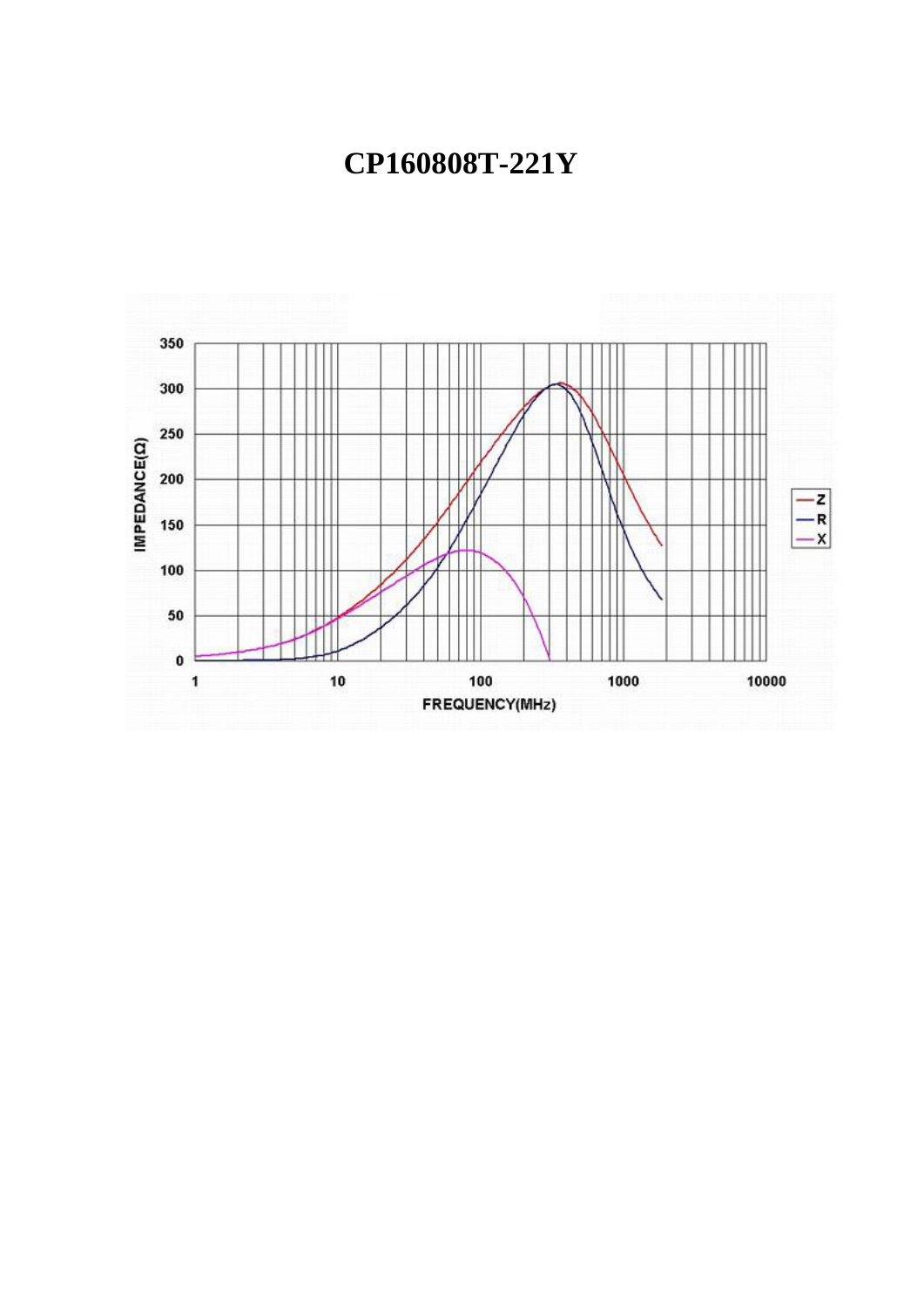# CP160808T-221Y

350
300
250
200
150
100
50
0

IMPEDANCE(Ω)

1
10
100
1000
10000

FREQUENCY(MHz)

Z
R
X